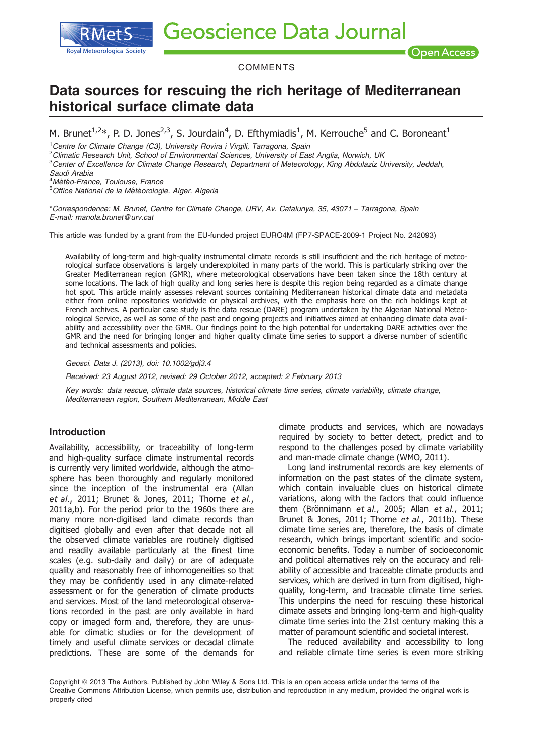COMMENTS

# Data sources for rescuing the rich heritage of Mediterranean historical surface climate data

M. Brunet[1,2]*, P. D. Jones[2,3], S. Jourdain[4], D. Efthymiadis[1], M. Kerrouche[5] and C. Boroneant[1]

[1]*Centre for Climate Change (C3), University Rovira i Virgili, Tarragona, Spain*
[2]*Climatic Research Unit, School of Environmental Sciences, University of East Anglia, Norwich, UK*
[3]*Center of Excellence for Climate Change Research, Department of Meteorology, King Abdulaziz University, Jeddah, Saudi Arabia*
[4]*Météo-France, Toulouse, France*
[5]*Office National de la Météorologie, Alger, Algeria*

*\*Correspondence: M. Brunet, Centre for Climate Change, URV, Av. Catalunya, 35, 43071 – Tarragona, Spain*
*E-mail: manola.brunet@urv.cat*

This article was funded by a grant from the EU-funded project EURO4M (FP7-SPACE-2009-1 Project No. 242093)

Availability of long-term and high-quality instrumental climate records is still insufficient and the rich heritage of meteorological surface observations is largely underexploited in many parts of the world. This is particularly striking over the Greater Mediterranean region (GMR), where meteorological observations have been taken since the 18th century at some locations. The lack of high quality and long series here is despite this region being regarded as a climate change hot spot. This article mainly assesses relevant sources containing Mediterranean historical climate data and metadata either from online repositories worldwide or physical archives, with the emphasis here on the rich holdings kept at French archives. A particular case study is the data rescue (DARE) program undertaken by the Algerian National Meteorological Service, as well as some of the past and ongoing projects and initiatives aimed at enhancing climate data availability and accessibility over the GMR. Our findings point to the high potential for undertaking DARE activities over the GMR and the need for bringing longer and higher quality climate time series to support a diverse number of scientific and technical assessments and policies.

*Geosci. Data J. (2013), doi: 10.1002/gdj3.4*

*Received: 23 August 2012, revised: 29 October 2012, accepted: 2 February 2013*

*Key words: data rescue, climate data sources, historical climate time series, climate variability, climate change, Mediterranean region, Southern Mediterranean, Middle East*

## Introduction

Availability, accessibility, or traceability of long-term and high-quality surface climate instrumental records is currently very limited worldwide, although the atmosphere has been thoroughly and regularly monitored since the inception of the instrumental era (Allan *et al.*, 2011; Brunet & Jones, 2011; Thorne *et al.*, 2011a,b). For the period prior to the 1960s there are many more non-digitised land climate records than digitised globally and even after that decade not all the observed climate variables are routinely digitised and readily available particularly at the finest time scales (e.g. sub-daily and daily) or are of adequate quality and reasonably free of inhomogeneities so that they may be confidently used in any climate-related assessment or for the generation of climate products and services. Most of the land meteorological observations recorded in the past are only available in hard copy or imaged form and, therefore, they are unusable for climatic studies or for the development of timely and useful climate services or decadal climate predictions. These are some of the demands for climate products and services, which are nowadays required by society to better detect, predict and to respond to the challenges posed by climate variability and man-made climate change (WMO, 2011).

Long land instrumental records are key elements of information on the past states of the climate system, which contain invaluable clues on historical climate variations, along with the factors that could influence them (Brönnimann *et al.*, 2005; Allan *et al.*, 2011; Brunet & Jones, 2011; Thorne *et al.*, 2011b). These climate time series are, therefore, the basis of climate research, which brings important scientific and socio-economic benefits. Today a number of socioeconomic and political alternatives rely on the accuracy and reliability of accessible and traceable climate products and services, which are derived in turn from digitised, high-quality, long-term, and traceable climate time series. This underpins the need for rescuing these historical climate assets and bringing long-term and high-quality climate time series into the 21st century making this a matter of paramount scientific and societal interest.

The reduced availability and accessibility to long and reliable climate time series is even more striking

Copyright © 2013 The Authors. Published by John Wiley & Sons Ltd. This is an open access article under the terms of the Creative Commons Attribution License, which permits use, distribution and reproduction in any medium, provided the original work is properly cited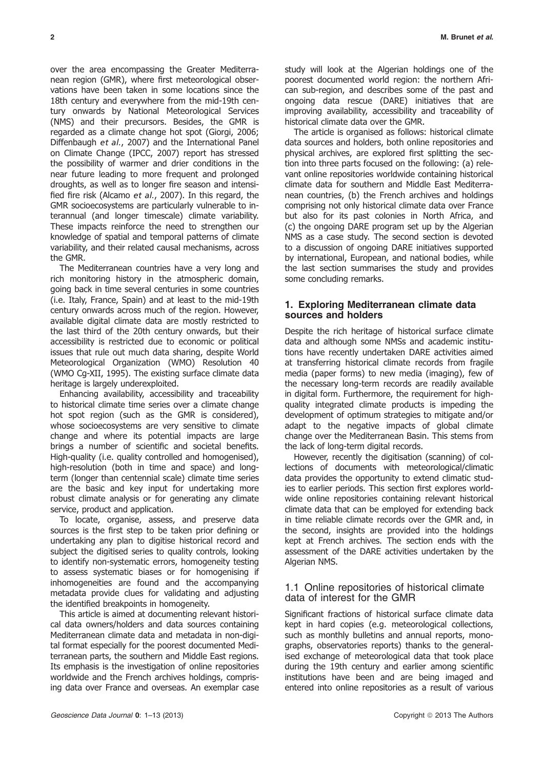over the area encompassing the Greater Mediterranean region (GMR), where first meteorological observations have been taken in some locations since the 18th century and everywhere from the mid-19th century onwards by National Meteorological Services (NMS) and their precursors. Besides, the GMR is regarded as a climate change hot spot (Giorgi, 2006; Diffenbaugh *et al.*, 2007) and the International Panel on Climate Change (IPCC, 2007) report has stressed the possibility of warmer and drier conditions in the near future leading to more frequent and prolonged droughts, as well as to longer fire season and intensified fire risk (Alcamo *et al.*, 2007). In this regard, the GMR socioecosystems are particularly vulnerable to interannual (and longer timescale) climate variability. These impacts reinforce the need to strengthen our knowledge of spatial and temporal patterns of climate variability, and their related causal mechanisms, across the GMR.

The Mediterranean countries have a very long and rich monitoring history in the atmospheric domain, going back in time several centuries in some countries (i.e. Italy, France, Spain) and at least to the mid-19th century onwards across much of the region. However, available digital climate data are mostly restricted to the last third of the 20th century onwards, but their accessibility is restricted due to economic or political issues that rule out much data sharing, despite World Meteorological Organization (WMO) Resolution 40 (WMO Cg-XII, 1995). The existing surface climate data heritage is largely underexploited.

Enhancing availability, accessibility and traceability to historical climate time series over a climate change hot spot region (such as the GMR is considered), whose socioecosystems are very sensitive to climate change and where its potential impacts are large brings a number of scientific and societal benefits. High-quality (i.e. quality controlled and homogenised), high-resolution (both in time and space) and long-term (longer than centennial scale) climate time series are the basic and key input for undertaking more robust climate analysis or for generating any climate service, product and application.

To locate, organise, assess, and preserve data sources is the first step to be taken prior defining or undertaking any plan to digitise historical record and subject the digitised series to quality controls, looking to identify non-systematic errors, homogeneity testing to assess systematic biases or for homogenising if inhomogeneities are found and the accompanying metadata provide clues for validating and adjusting the identified breakpoints in homogeneity.

This article is aimed at documenting relevant historical data owners/holders and data sources containing Mediterranean climate data and metadata in non-digital format especially for the poorest documented Mediterranean parts, the southern and Middle East regions. Its emphasis is the investigation of online repositories worldwide and the French archives holdings, comprising data over France and overseas. An exemplar case study will look at the Algerian holdings one of the poorest documented world region: the northern African sub-region, and describes some of the past and ongoing data rescue (DARE) initiatives that are improving availability, accessibility and traceability of historical climate data over the GMR.

The article is organised as follows: historical climate data sources and holders, both online repositories and physical archives, are explored first splitting the section into three parts focused on the following: (a) relevant online repositories worldwide containing historical climate data for southern and Middle East Mediterranean countries, (b) the French archives and holdings comprising not only historical climate data over France but also for its past colonies in North Africa, and (c) the ongoing DARE program set up by the Algerian NMS as a case study. The second section is devoted to a discussion of ongoing DARE initiatives supported by international, European, and national bodies, while the last section summarises the study and provides some concluding remarks.

## 1. Exploring Mediterranean climate data sources and holders

Despite the rich heritage of historical surface climate data and although some NMSs and academic institutions have recently undertaken DARE activities aimed at transferring historical climate records from fragile media (paper forms) to new media (imaging), few of the necessary long-term records are readily available in digital form. Furthermore, the requirement for high-quality integrated climate products is impeding the development of optimum strategies to mitigate and/or adapt to the negative impacts of global climate change over the Mediterranean Basin. This stems from the lack of long-term digital records.

However, recently the digitisation (scanning) of collections of documents with meteorological/climatic data provides the opportunity to extend climatic studies to earlier periods. This section first explores worldwide online repositories containing relevant historical climate data that can be employed for extending back in time reliable climate records over the GMR and, in the second, insights are provided into the holdings kept at French archives. The section ends with the assessment of the DARE activities undertaken by the Algerian NMS.

### 1.1 Online repositories of historical climate data of interest for the GMR

Significant fractions of historical surface climate data kept in hard copies (e.g. meteorological collections, such as monthly bulletins and annual reports, monographs, observatories reports) thanks to the generalised exchange of meteorological data that took place during the 19th century and earlier among scientific institutions have been and are being imaged and entered into online repositories as a result of various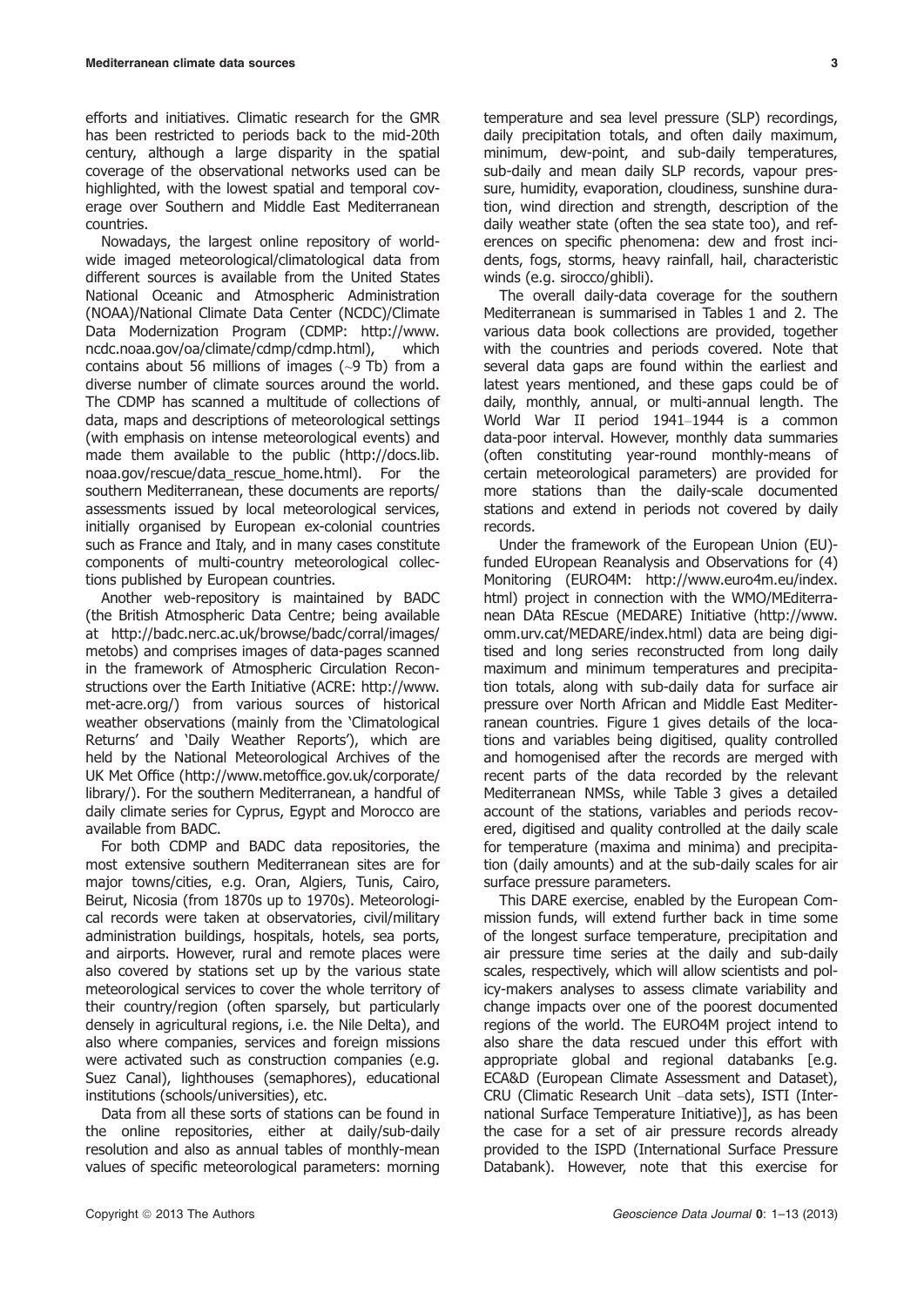efforts and initiatives. Climatic research for the GMR has been restricted to periods back to the mid-20th century, although a large disparity in the spatial coverage of the observational networks used can be highlighted, with the lowest spatial and temporal coverage over Southern and Middle East Mediterranean countries.

Nowadays, the largest online repository of worldwide imaged meteorological/climatological data from different sources is available from the United States National Oceanic and Atmospheric Administration (NOAA)/National Climate Data Center (NCDC)/Climate Data Modernization Program (CDMP: http://www.ncdc.noaa.gov/oa/climate/cdmp/cdmp.html), which contains about 56 millions of images (~9 Tb) from a diverse number of climate sources around the world. The CDMP has scanned a multitude of collections of data, maps and descriptions of meteorological settings (with emphasis on intense meteorological events) and made them available to the public (http://docs.lib.noaa.gov/rescue/data_rescue_home.html). For the southern Mediterranean, these documents are reports/assessments issued by local meteorological services, initially organised by European ex-colonial countries such as France and Italy, and in many cases constitute components of multi-country meteorological collections published by European countries.

Another web-repository is maintained by BADC (the British Atmospheric Data Centre; being available at http://badc.nerc.ac.uk/browse/badc/corral/images/metobs) and comprises images of data-pages scanned in the framework of Atmospheric Circulation Reconstructions over the Earth Initiative (ACRE: http://www.met-acre.org/) from various sources of historical weather observations (mainly from the 'Climatological Returns' and 'Daily Weather Reports'), which are held by the National Meteorological Archives of the UK Met Office (http://www.metoffice.gov.uk/corporate/library/). For the southern Mediterranean, a handful of daily climate series for Cyprus, Egypt and Morocco are available from BADC.

For both CDMP and BADC data repositories, the most extensive southern Mediterranean sites are for major towns/cities, e.g. Oran, Algiers, Tunis, Cairo, Beirut, Nicosia (from 1870s up to 1970s). Meteorological records were taken at observatories, civil/military administration buildings, hospitals, hotels, sea ports, and airports. However, rural and remote places were also covered by stations set up by the various state meteorological services to cover the whole territory of their country/region (often sparsely, but particularly densely in agricultural regions, i.e. the Nile Delta), and also where companies, services and foreign missions were activated such as construction companies (e.g. Suez Canal), lighthouses (semaphores), educational institutions (schools/universities), etc.

Data from all these sorts of stations can be found in the online repositories, either at daily/sub-daily resolution and also as annual tables of monthly-mean values of specific meteorological parameters: morning temperature and sea level pressure (SLP) recordings, daily precipitation totals, and often daily maximum, minimum, dew-point, and sub-daily temperatures, sub-daily and mean daily SLP records, vapour pressure, humidity, evaporation, cloudiness, sunshine duration, wind direction and strength, description of the daily weather state (often the sea state too), and references on specific phenomena: dew and frost incidents, fogs, storms, heavy rainfall, hail, characteristic winds (e.g. sirocco/ghibli).

The overall daily-data coverage for the southern Mediterranean is summarised in Tables 1 and 2. The various data book collections are provided, together with the countries and periods covered. Note that several data gaps are found within the earliest and latest years mentioned, and these gaps could be of daily, monthly, annual, or multi-annual length. The World War II period 1941–1944 is a common data-poor interval. However, monthly data summaries (often constituting year-round monthly-means of certain meteorological parameters) are provided for more stations than the daily-scale documented stations and extend in periods not covered by daily records.

Under the framework of the European Union (EU)-funded EUropean Reanalysis and Observations for (4) Monitoring (EURO4M: http://www.euro4m.eu/index.html) project in connection with the WMO/MEditerranean DAta REscue (MEDARE) Initiative (http://www.omm.urv.cat/MEDARE/index.html) data are being digitised and long series reconstructed from long daily maximum and minimum temperatures and precipitation totals, along with sub-daily data for surface air pressure over North African and Middle East Mediterranean countries. Figure 1 gives details of the locations and variables being digitised, quality controlled and homogenised after the records are merged with recent parts of the data recorded by the relevant Mediterranean NMSs, while Table 3 gives a detailed account of the stations, variables and periods recovered, digitised and quality controlled at the daily scale for temperature (maxima and minima) and precipitation (daily amounts) and at the sub-daily scales for air surface pressure parameters.

This DARE exercise, enabled by the European Commission funds, will extend further back in time some of the longest surface temperature, precipitation and air pressure time series at the daily and sub-daily scales, respectively, which will allow scientists and policy-makers analyses to assess climate variability and change impacts over one of the poorest documented regions of the world. The EURO4M project intend to also share the data rescued under this effort with appropriate global and regional databanks [e.g. ECA&D (European Climate Assessment and Dataset), CRU (Climatic Research Unit –data sets), ISTI (International Surface Temperature Initiative)], as has been the case for a set of air pressure records already provided to the ISPD (International Surface Pressure Databank). However, note that this exercise for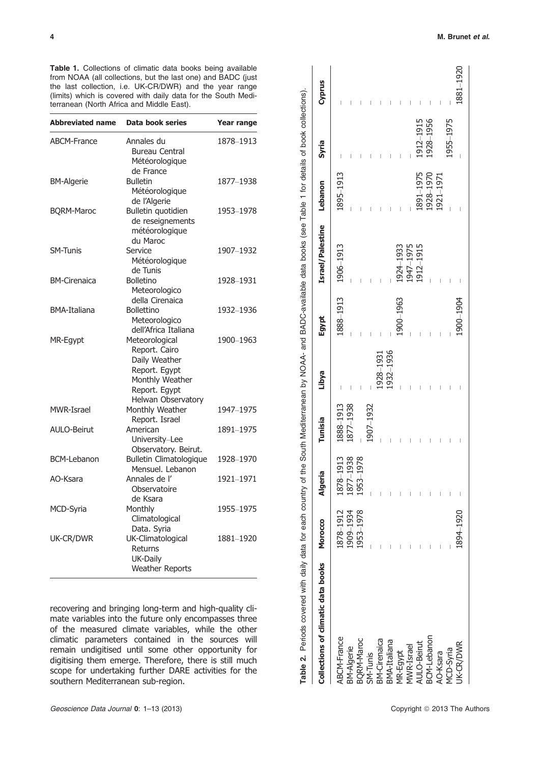**Table 1.** Collections of climatic data books being available from NOAA (all collections, but the last one) and BADC (just the last collection, i.e. UK-CR/DWR) and the year range (limits) which is covered with daily data for the South Mediterranean (North Africa and Middle East).

| Abbreviated name | Data book series | Year range |
|---|---|---|
| ABCM-France | Annales du Bureau Central Météorologique de France | 1878–1913 |
| BM-Algerie | Bulletin Météorologique de l'Algerie | 1877–1938 |
| BQRM-Maroc | Bulletin quotidien de reseignements météorologique du Maroc | 1953–1978 |
| SM-Tunis | Service Météorologique de Tunis | 1907–1932 |
| BM-Cirenaica | Bolletino Meteorologico della Cirenaica | 1928–1931 |
| BMA-Italiana | Bollettino Meteorologico dell'Africa Italiana | 1932–1936 |
| MR-Egypt | Meteorological Report. Cairo Daily Weather Report. Egypt Monthly Weather Report. Egypt Helwan Observatory | 1900–1963 |
| MWR-Israel | Monthly Weather Report. Israel | 1947–1975 |
| AULO-Beirut | American University–Lee Observatory. Beirut. | 1891–1975 |
| BCM-Lebanon | Bulletin Climatologique Mensuel. Lebanon | 1928–1970 |
| AO-Ksara | Annales de l' Observatoire de Ksara | 1921–1971 |
| MCD-Syria | Monthly Climatological Data. Syria | 1955–1975 |
| UK-CR/DWR | UK-Climatological Returns UK-Daily Weather Reports | 1881–1920 |

recovering and bringing long-term and high-quality climate variables into the future only encompasses three of the measured climate variables, while the other climatic parameters contained in the sources will remain undigitised until some other opportunity for digitising them emerge. Therefore, there is still much scope for undertaking further DARE activities for the southern Mediterranean sub-region.

**Table 2.** Periods covered with daily data for each country of the South Mediterranean by NOAA- and BADC-available data books (see Table 1 for details of book collections).

| Collections of climatic data books | Morocco | Algeria | Tunisia | Libya | Egypt | Israel/Palestine | Lebanon | Syria | Cyprus |
|---|---|---|---|---|---|---|---|---|---|
| ABCM-France | 1878–1912 | 1878–1913 | 1888–1913 | – | 1888–1913 | 1906–1913 | 1895–1913 | – | – |
| BM-Algerie | 1909–1934 | 1877–1938 | 1877–1938 | – | – | – | – | – | – |
| BQRM-Maroc | 1953–1978 | 1953–1978 | – | – | – | – | – | – | – |
| SM-Tunis | – | – | 1907–1932 | – | – | – | – | – | – |
| BM-Cirenaica | – | – | – | 1928–1931 | – | – | – | – | – |
| BMA-Italiana | – | – | – | 1932–1936 | – | – | – | – | – |
| MR-Egypt | – | – | – | – | 1900–1963 | 1924–1933 | – | – | – |
| MWR-Israel | – | – | – | – | – | 1947–1975 | – | – | – |
| AULO-Beirut | – | – | – | – | – | 1912–1915 | 1891–1975 | 1912–1915 | – |
| BCM-Lebanon | – | – | – | – | – | – | 1928–1970 | 1928–1956 | – |
| AO-Ksara | – | – | – | – | – | – | 1921–1971 | – | – |
| MCD-Syria | – | – | – | – | – | – | – | 1955–1975 | – |
| UK-CR/DWR | 1894–1920 | – | – | – | 1900–1904 | – | – | – | 1881–1920 |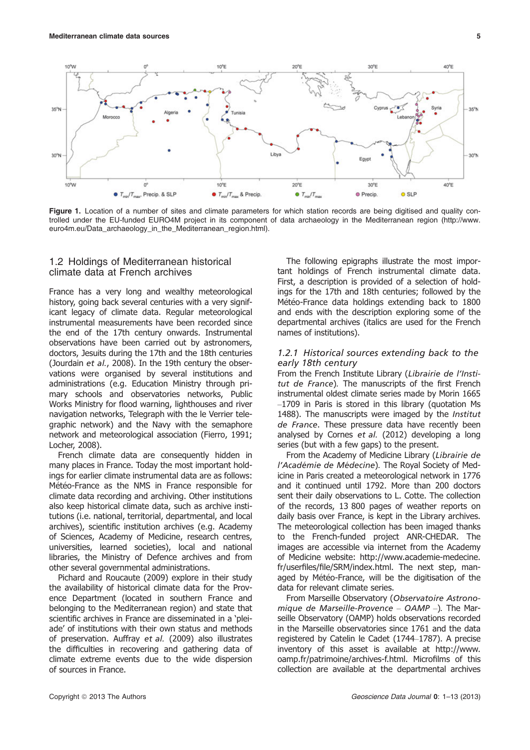**Figure 1.** Location of a number of sites and climate parameters for which station records are being digitised and quality controlled under the EU-funded EURO4M project in its component of data archaeology in the Mediterranean region (http://www.euro4m.eu/Data_archaeology_in_the_Mediterranean_region.html).

## 1.2 Holdings of Mediterranean historical climate data at French archives

France has a very long and wealthy meteorological history, going back several centuries with a very significant legacy of climate data. Regular meteorological instrumental measurements have been recorded since the end of the 17th century onwards. Instrumental observations have been carried out by astronomers, doctors, Jesuits during the 17th and the 18th centuries (Jourdain *et al.*, 2008). In the 19th century the observations were organised by several institutions and administrations (e.g. Education Ministry through primary schools and observatories networks, Public Works Ministry for flood warning, lighthouses and river navigation networks, Telegraph with the le Verrier telegraphic network) and the Navy with the semaphore network and meteorological association (Fierro, 1991; Locher, 2008).

French climate data are consequently hidden in many places in France. Today the most important holdings for earlier climate instrumental data are as follows: Météo-France as the NMS in France responsible for climate data recording and archiving. Other institutions also keep historical climate data, such as archive institutions (i.e. national, territorial, departmental, and local archives), scientific institution archives (e.g. Academy of Sciences, Academy of Medicine, research centres, universities, learned societies), local and national libraries, the Ministry of Defence archives and from other several governmental administrations.

Pichard and Roucaute (2009) explore in their study the availability of historical climate data for the Provence Department (located in southern France and belonging to the Mediterranean region) and state that scientific archives in France are disseminated in a 'pleiade' of institutions with their own status and methods of preservation. Auffray *et al.* (2009) also illustrates the difficulties in recovering and gathering data of climate extreme events due to the wide dispersion of sources in France.

The following epigraphs illustrate the most important holdings of French instrumental climate data. First, a description is provided of a selection of holdings for the 17th and 18th centuries; followed by the Météo-France data holdings extending back to 1800 and ends with the description exploring some of the departmental archives (italics are used for the French names of institutions).

### 1.2.1 Historical sources extending back to the early 18th century

From the French Institute Library (*Librairie de l'Institut de France*). The manuscripts of the first French instrumental oldest climate series made by Morin 1665–1709 in Paris is stored in this library (quotation Ms 1488). The manuscripts were imaged by the *Institut de France*. These pressure data have recently been analysed by Cornes *et al.* (2012) developing a long series (but with a few gaps) to the present.

From the Academy of Medicine Library (*Librairie de l'Académie de Médecine*). The Royal Society of Medicine in Paris created a meteorological network in 1776 and it continued until 1792. More than 200 doctors sent their daily observations to L. Cotte. The collection of the records, 13 800 pages of weather reports on daily basis over France, is kept in the Library archives. The meteorological collection has been imaged thanks to the French-funded project ANR-CHEDAR. The images are accessible via internet from the Academy of Medicine website: http://www.academie-medecine.fr/userfiles/file/SRM/index.html. The next step, managed by Météo-France, will be the digitisation of the data for relevant climate series.

From Marseille Observatory (*Observatoire Astronomique de Marseille-Provence – OAMP –*). The Marseille Observatory (OAMP) holds observations recorded in the Marseille observatories since 1761 and the data registered by Catelin le Cadet (1744–1787). A precise inventory of this asset is available at http://www.oamp.fr/patrimoine/archives-f.html. Microfilms of this collection are available at the departmental archives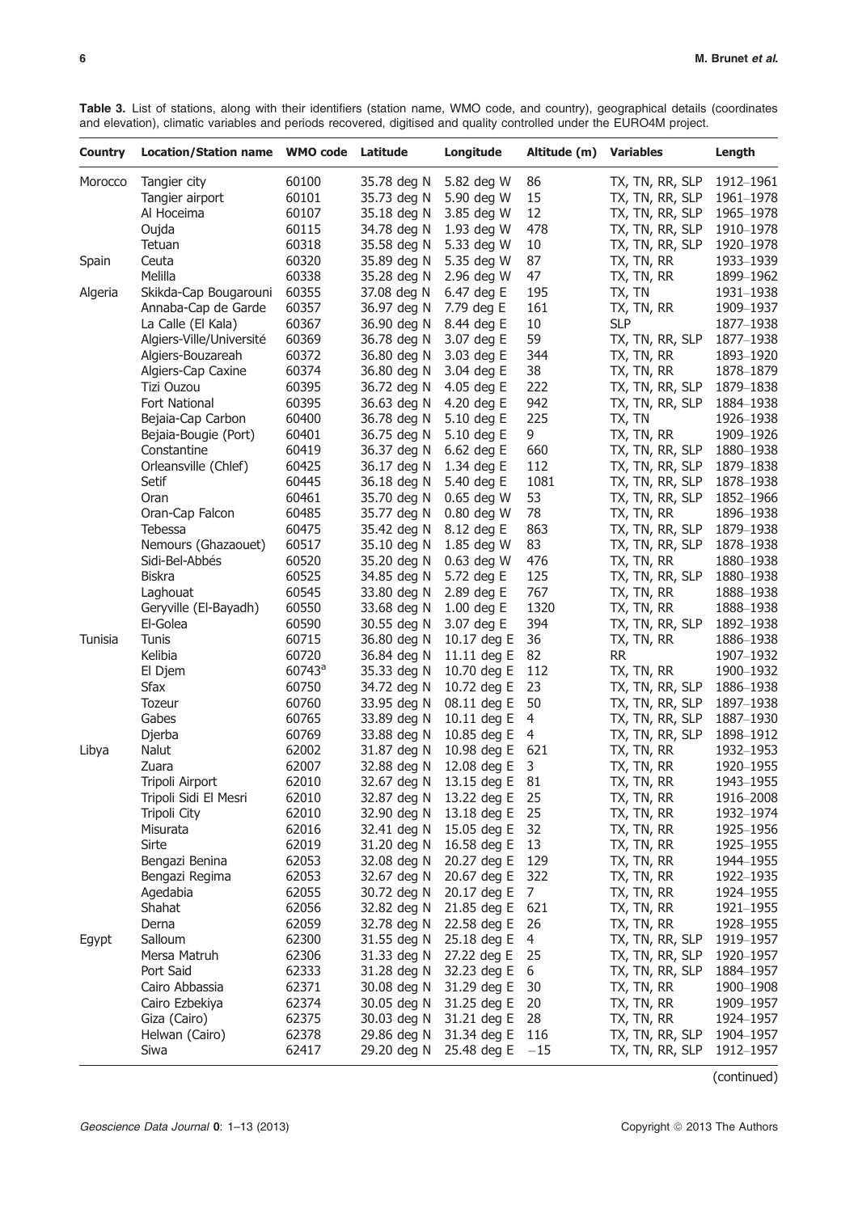**Table 3.** List of stations, along with their identifiers (station name, WMO code, and country), geographical details (coordinates and elevation), climatic variables and periods recovered, digitised and quality controlled under the EURO4M project.

| Country | Location/Station name | WMO code | Latitude | Longitude | Altitude (m) | Variables | Length |
|---|---|---|---|---|---|---|---|
| Morocco | Tangier city | 60100 | 35.78 deg N | 5.82 deg W | 86 | TX, TN, RR, SLP | 1912–1961 |
| | Tangier airport | 60101 | 35.73 deg N | 5.90 deg W | 15 | TX, TN, RR, SLP | 1961–1978 |
| | Al Hoceima | 60107 | 35.18 deg N | 3.85 deg W | 12 | TX, TN, RR, SLP | 1965–1978 |
| | Oujda | 60115 | 34.78 deg N | 1.93 deg W | 478 | TX, TN, RR, SLP | 1910–1978 |
| | Tetuan | 60318 | 35.58 deg N | 5.33 deg W | 10 | TX, TN, RR, SLP | 1920–1978 |
| Spain | Ceuta | 60320 | 35.89 deg N | 5.35 deg W | 87 | TX, TN, RR | 1933–1939 |
| | Melilla | 60338 | 35.28 deg N | 2.96 deg W | 47 | TX, TN, RR | 1899–1962 |
| Algeria | Skikda-Cap Bougarouni | 60355 | 37.08 deg N | 6.47 deg E | 195 | TX, TN | 1931–1938 |
| | Annaba-Cap de Garde | 60357 | 36.97 deg N | 7.79 deg E | 161 | TX, TN, RR | 1909–1937 |
| | La Calle (El Kala) | 60367 | 36.90 deg N | 8.44 deg E | 10 | SLP | 1877–1938 |
| | Algiers-Ville/Université | 60369 | 36.78 deg N | 3.07 deg E | 59 | TX, TN, RR, SLP | 1877–1938 |
| | Algiers-Bouzareah | 60372 | 36.80 deg N | 3.03 deg E | 344 | TX, TN, RR | 1893–1920 |
| | Algiers-Cap Caxine | 60374 | 36.80 deg N | 3.04 deg E | 38 | TX, TN, RR | 1878–1879 |
| | Tizi Ouzou | 60395 | 36.72 deg N | 4.05 deg E | 222 | TX, TN, RR, SLP | 1879–1838 |
| | Fort National | 60395 | 36.63 deg N | 4.20 deg E | 942 | TX, TN, RR, SLP | 1884–1938 |
| | Bejaia-Cap Carbon | 60400 | 36.78 deg N | 5.10 deg E | 225 | TX, TN | 1926–1938 |
| | Bejaia-Bougie (Port) | 60401 | 36.75 deg N | 5.10 deg E | 9 | TX, TN, RR | 1909–1926 |
| | Constantine | 60419 | 36.37 deg N | 6.62 deg E | 660 | TX, TN, RR, SLP | 1880–1938 |
| | Orleansville (Chlef) | 60425 | 36.17 deg N | 1.34 deg E | 112 | TX, TN, RR, SLP | 1879–1838 |
| | Setif | 60445 | 36.18 deg N | 5.40 deg E | 1081 | TX, TN, RR, SLP | 1878–1938 |
| | Oran | 60461 | 35.70 deg N | 0.65 deg W | 53 | TX, TN, RR, SLP | 1852–1966 |
| | Oran-Cap Falcon | 60485 | 35.77 deg N | 0.80 deg W | 78 | TX, TN, RR | 1896–1938 |
| | Tebessa | 60475 | 35.42 deg N | 8.12 deg E | 863 | TX, TN, RR, SLP | 1879–1938 |
| | Nemours (Ghazaouet) | 60517 | 35.10 deg N | 1.85 deg W | 83 | TX, TN, RR, SLP | 1878–1938 |
| | Sidi-Bel-Abbés | 60520 | 35.20 deg N | 0.63 deg W | 476 | TX, TN, RR | 1880–1938 |
| | Biskra | 60525 | 34.85 deg N | 5.72 deg E | 125 | TX, TN, RR, SLP | 1880–1938 |
| | Laghouat | 60545 | 33.80 deg N | 2.89 deg E | 767 | TX, TN, RR | 1888–1938 |
| | Geryville (El-Bayadh) | 60550 | 33.68 deg N | 1.00 deg E | 1320 | TX, TN, RR | 1888–1938 |
| | El-Golea | 60590 | 30.55 deg N | 3.07 deg E | 394 | TX, TN, RR, SLP | 1892–1938 |
| Tunisia | Tunis | 60715 | 36.80 deg N | 10.17 deg E | 36 | TX, TN, RR | 1886–1938 |
| | Kelibia | 60720 | 36.84 deg N | 11.11 deg E | 82 | RR | 1907–1932 |
| | El Djem | 60743[a] | 35.33 deg N | 10.70 deg E | 112 | TX, TN, RR | 1900–1932 |
| | Sfax | 60750 | 34.72 deg N | 10.72 deg E | 23 | TX, TN, RR, SLP | 1886–1938 |
| | Tozeur | 60760 | 33.95 deg N | 08.11 deg E | 50 | TX, TN, RR, SLP | 1897–1938 |
| | Gabes | 60765 | 33.89 deg N | 10.11 deg E | 4 | TX, TN, RR, SLP | 1887–1930 |
| | Djerba | 60769 | 33.88 deg N | 10.85 deg E | 4 | TX, TN, RR, SLP | 1898–1912 |
| Libya | Nalut | 62002 | 31.87 deg N | 10.98 deg E | 621 | TX, TN, RR | 1932–1953 |
| | Zuara | 62007 | 32.88 deg N | 12.08 deg E | 3 | TX, TN, RR | 1920–1955 |
| | Tripoli Airport | 62010 | 32.67 deg N | 13.15 deg E | 81 | TX, TN, RR | 1943–1955 |
| | Tripoli Sidi El Mesri | 62010 | 32.87 deg N | 13.22 deg E | 25 | TX, TN, RR | 1916–2008 |
| | Tripoli City | 62010 | 32.90 deg N | 13.18 deg E | 25 | TX, TN, RR | 1932–1974 |
| | Misurata | 62016 | 32.41 deg N | 15.05 deg E | 32 | TX, TN, RR | 1925–1956 |
| | Sirte | 62019 | 31.20 deg N | 16.58 deg E | 13 | TX, TN, RR | 1925–1955 |
| | Bengazi Benina | 62053 | 32.08 deg N | 20.27 deg E | 129 | TX, TN, RR | 1944–1955 |
| | Bengazi Regima | 62053 | 32.67 deg N | 20.67 deg E | 322 | TX, TN, RR | 1922–1935 |
| | Agedabia | 62055 | 30.72 deg N | 20.17 deg E | 7 | TX, TN, RR | 1924–1955 |
| | Shahat | 62056 | 32.82 deg N | 21.85 deg E | 621 | TX, TN, RR | 1921–1955 |
| | Derna | 62059 | 32.78 deg N | 22.58 deg E | 26 | TX, TN, RR | 1928–1955 |
| Egypt | Salloum | 62300 | 31.55 deg N | 25.18 deg E | 4 | TX, TN, RR, SLP | 1919–1957 |
| | Mersa Matruh | 62306 | 31.33 deg N | 27.22 deg E | 25 | TX, TN, RR, SLP | 1920–1957 |
| | Port Said | 62333 | 31.28 deg N | 32.23 deg E | 6 | TX, TN, RR, SLP | 1884–1957 |
| | Cairo Abbassia | 62371 | 30.08 deg N | 31.29 deg E | 30 | TX, TN, RR | 1900–1908 |
| | Cairo Ezbekiya | 62374 | 30.05 deg N | 31.25 deg E | 20 | TX, TN, RR | 1909–1957 |
| | Giza (Cairo) | 62375 | 30.03 deg N | 31.21 deg E | 28 | TX, TN, RR | 1924–1957 |
| | Helwan (Cairo) | 62378 | 29.86 deg N | 31.34 deg E | 116 | TX, TN, RR, SLP | 1904–1957 |
| | Siwa | 62417 | 29.20 deg N | 25.48 deg E | −15 | TX, TN, RR, SLP | 1912–1957 |

(continued)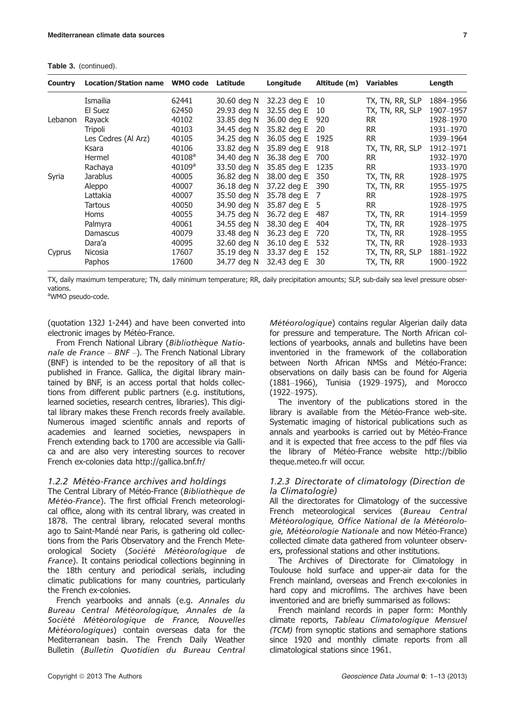**Table 3.** (continued).

| Country | Location/Station name | WMO code | Latitude | Longitude | Altitude (m) | Variables | Length |
|---|---|---|---|---|---|---|---|
| | Ismailia | 62441 | 30.60 deg N | 32.23 deg E | 10 | TX, TN, RR, SLP | 1884–1956 |
| | El Suez | 62450 | 29.93 deg N | 32.55 deg E | 10 | TX, TN, RR, SLP | 1907–1957 |
| Lebanon | Rayack | 40102 | 33.85 deg N | 36.00 deg E | 920 | RR | 1928–1970 |
| | Tripoli | 40103 | 34.45 deg N | 35.82 deg E | 20 | RR | 1931–1970 |
| | Les Cedres (Al Arz) | 40105 | 34.25 deg N | 36.05 deg E | 1925 | RR | 1939–1964 |
| | Ksara | 40106 | 33.82 deg N | 35.89 deg E | 918 | TX, TN, RR, SLP | 1912–1971 |
| | Hermel | 40108[a] | 34.40 deg N | 36.38 deg E | 700 | RR | 1932–1970 |
| | Rachaya | 40109[a] | 33.50 deg N | 35.85 deg E | 1235 | RR | 1933–1970 |
| Syria | Jarablus | 40005 | 36.82 deg N | 38.00 deg E | 350 | TX, TN, RR | 1928–1975 |
| | Aleppo | 40007 | 36.18 deg N | 37.22 deg E | 390 | TX, TN, RR | 1955–1975 |
| | Lattakia | 40007 | 35.50 deg N | 35.78 deg E | 7 | RR | 1928–1975 |
| | Tartous | 40050 | 34.90 deg N | 35.87 deg E | 5 | RR | 1928–1975 |
| | Homs | 40055 | 34.75 deg N | 36.72 deg E | 487 | TX, TN, RR | 1914–1959 |
| | Palmyra | 40061 | 34.55 deg N | 38.30 deg E | 404 | TX, TN, RR | 1928–1975 |
| | Damascus | 40079 | 33.48 deg N | 36.23 deg E | 720 | TX, TN, RR | 1928–1955 |
| | Dara'a | 40095 | 32.60 deg N | 36.10 deg E | 532 | TX, TN, RR | 1928–1933 |
| Cyprus | Nicosia | 17607 | 35.19 deg N | 33.37 deg E | 152 | TX, TN, RR, SLP | 1881–1922 |
| | Paphos | 17600 | 34.77 deg N | 32.43 deg E | 30 | TX, TN, RR | 1900–1922 |

TX, daily maximum temperature; TN, daily minimum temperature; RR, daily precipitation amounts; SLP, sub-daily sea level pressure observations.
[a]WMO pseudo-code.

(quotation 132J 1-244) and have been converted into electronic images by Météo-France.

From French National Library (*Bibliothèque Nationale de France – BNF –*). The French National Library (BNF) is intended to be the repository of all that is published in France. Gallica, the digital library maintained by BNF, is an access portal that holds collections from different public partners (e.g. institutions, learned societies, research centres, libraries). This digital library makes these French records freely available. Numerous imaged scientific annals and reports of academies and learned societies, newspapers in French extending back to 1700 are accessible via Gallica and are also very interesting sources to recover French ex-colonies data http://gallica.bnf.fr/

### 1.2.2 Météo-France archives and holdings

The Central Library of Météo-France (*Bibliothèque de Météo-France*). The first official French meteorological office, along with its central library, was created in 1878. The central library, relocated several months ago to Saint-Mandé near Paris, is gathering old collections from the Paris Observatory and the French Meteorological Society (*Société Météorologique de France*). It contains periodical collections beginning in the 18th century and periodical serials, including climatic publications for many countries, particularly the French ex-colonies.

French yearbooks and annals (e.g. *Annales du Bureau Central Météorologique, Annales de la Société Météorologique de France, Nouvelles Météorologiques*) contain overseas data for the Mediterranean basin. The French Daily Weather Bulletin (*Bulletin Quotidien du Bureau Central Météorologique*) contains regular Algerian daily data for pressure and temperature. The North African collections of yearbooks, annals and bulletins have been inventoried in the framework of the collaboration between North African NMSs and Météo-France: observations on daily basis can be found for Algeria (1881–1966), Tunisia (1929–1975), and Morocco (1922–1975).

The inventory of the publications stored in the library is available from the Météo-France web-site. Systematic imaging of historical publications such as annals and yearbooks is carried out by Météo-France and it is expected that free access to the pdf files via the library of Météo-France website http://bibliotheque.meteo.fr will occur.

### 1.2.3 Directorate of climatology (Direction de la Climatologie)

All the directorates for Climatology of the successive French meteorological services (*Bureau Central Météorologique, Office National de la Météorologie, Météorologie Nationale* and now Météo-France) collected climate data gathered from volunteer observers, professional stations and other institutions.

The Archives of Directorate for Climatology in Toulouse hold surface and upper-air data for the French mainland, overseas and French ex-colonies in hard copy and microfilms. The archives have been inventoried and are briefly summarised as follows:

French mainland records in paper form: Monthly climate reports, *Tableau Climatologique Mensuel (TCM)* from synoptic stations and semaphore stations since 1920 and monthly climate reports from all climatological stations since 1961.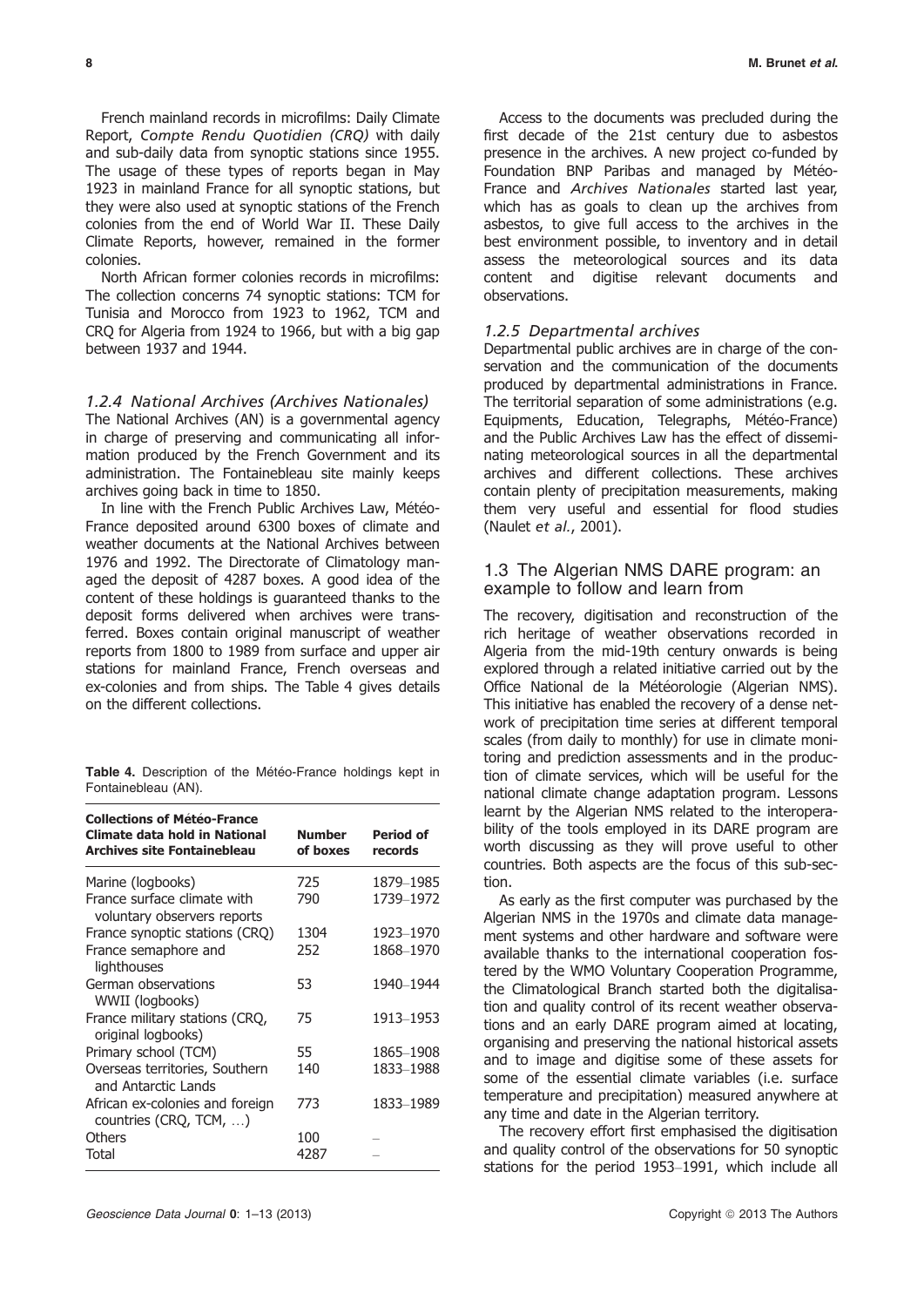French mainland records in microfilms: Daily Climate Report, *Compte Rendu Quotidien (CRQ)* with daily and sub-daily data from synoptic stations since 1955. The usage of these types of reports began in May 1923 in mainland France for all synoptic stations, but they were also used at synoptic stations of the French colonies from the end of World War II. These Daily Climate Reports, however, remained in the former colonies.

North African former colonies records in microfilms: The collection concerns 74 synoptic stations: TCM for Tunisia and Morocco from 1923 to 1962, TCM and CRQ for Algeria from 1924 to 1966, but with a big gap between 1937 and 1944.

### *1.2.4 National Archives (Archives Nationales)*

The National Archives (AN) is a governmental agency in charge of preserving and communicating all information produced by the French Government and its administration. The Fontainebleau site mainly keeps archives going back in time to 1850.

In line with the French Public Archives Law, Météo-France deposited around 6300 boxes of climate and weather documents at the National Archives between 1976 and 1992. The Directorate of Climatology managed the deposit of 4287 boxes. A good idea of the content of these holdings is guaranteed thanks to the deposit forms delivered when archives were transferred. Boxes contain original manuscript of weather reports from 1800 to 1989 from surface and upper air stations for mainland France, French overseas and ex-colonies and from ships. The Table 4 gives details on the different collections.

**Table 4.** Description of the Météo-France holdings kept in Fontainebleau (AN).

| Collections of Météo-France Climate data hold in National Archives site Fontainebleau | Number of boxes | Period of records |
|---|---|---|
| Marine (logbooks) | 725 | 1879–1985 |
| France surface climate with voluntary observers reports | 790 | 1739–1972 |
| France synoptic stations (CRQ) | 1304 | 1923–1970 |
| France semaphore and lighthouses | 252 | 1868–1970 |
| German observations WWII (logbooks) | 53 | 1940–1944 |
| France military stations (CRQ, original logbooks) | 75 | 1913–1953 |
| Primary school (TCM) | 55 | 1865–1908 |
| Overseas territories, Southern and Antarctic Lands | 140 | 1833–1988 |
| African ex-colonies and foreign countries (CRQ, TCM, …) | 773 | 1833–1989 |
| Others | 100 | – |
| Total | 4287 | – |

Access to the documents was precluded during the first decade of the 21st century due to asbestos presence in the archives. A new project co-funded by Foundation BNP Paribas and managed by Météo-France and *Archives Nationales* started last year, which has as goals to clean up the archives from asbestos, to give full access to the archives in the best environment possible, to inventory and in detail assess the meteorological sources and its data content and digitise relevant documents and observations.

### *1.2.5 Departmental archives*

Departmental public archives are in charge of the conservation and the communication of the documents produced by departmental administrations in France. The territorial separation of some administrations (e.g. Equipments, Education, Telegraphs, Météo-France) and the Public Archives Law has the effect of disseminating meteorological sources in all the departmental archives and different collections. These archives contain plenty of precipitation measurements, making them very useful and essential for flood studies (Naulet *et al.*, 2001).

## 1.3 The Algerian NMS DARE program: an example to follow and learn from

The recovery, digitisation and reconstruction of the rich heritage of weather observations recorded in Algeria from the mid-19th century onwards is being explored through a related initiative carried out by the Office National de la Météorologie (Algerian NMS). This initiative has enabled the recovery of a dense network of precipitation time series at different temporal scales (from daily to monthly) for use in climate monitoring and prediction assessments and in the production of climate services, which will be useful for the national climate change adaptation program. Lessons learnt by the Algerian NMS related to the interoperability of the tools employed in its DARE program are worth discussing as they will prove useful to other countries. Both aspects are the focus of this sub-section.

As early as the first computer was purchased by the Algerian NMS in the 1970s and climate data management systems and other hardware and software were available thanks to the international cooperation fostered by the WMO Voluntary Cooperation Programme, the Climatological Branch started both the digitalisation and quality control of its recent weather observations and an early DARE program aimed at locating, organising and preserving the national historical assets and to image and digitise some of these assets for some of the essential climate variables (i.e. surface temperature and precipitation) measured anywhere at any time and date in the Algerian territory.

The recovery effort first emphasised the digitisation and quality control of the observations for 50 synoptic stations for the period 1953–1991, which include all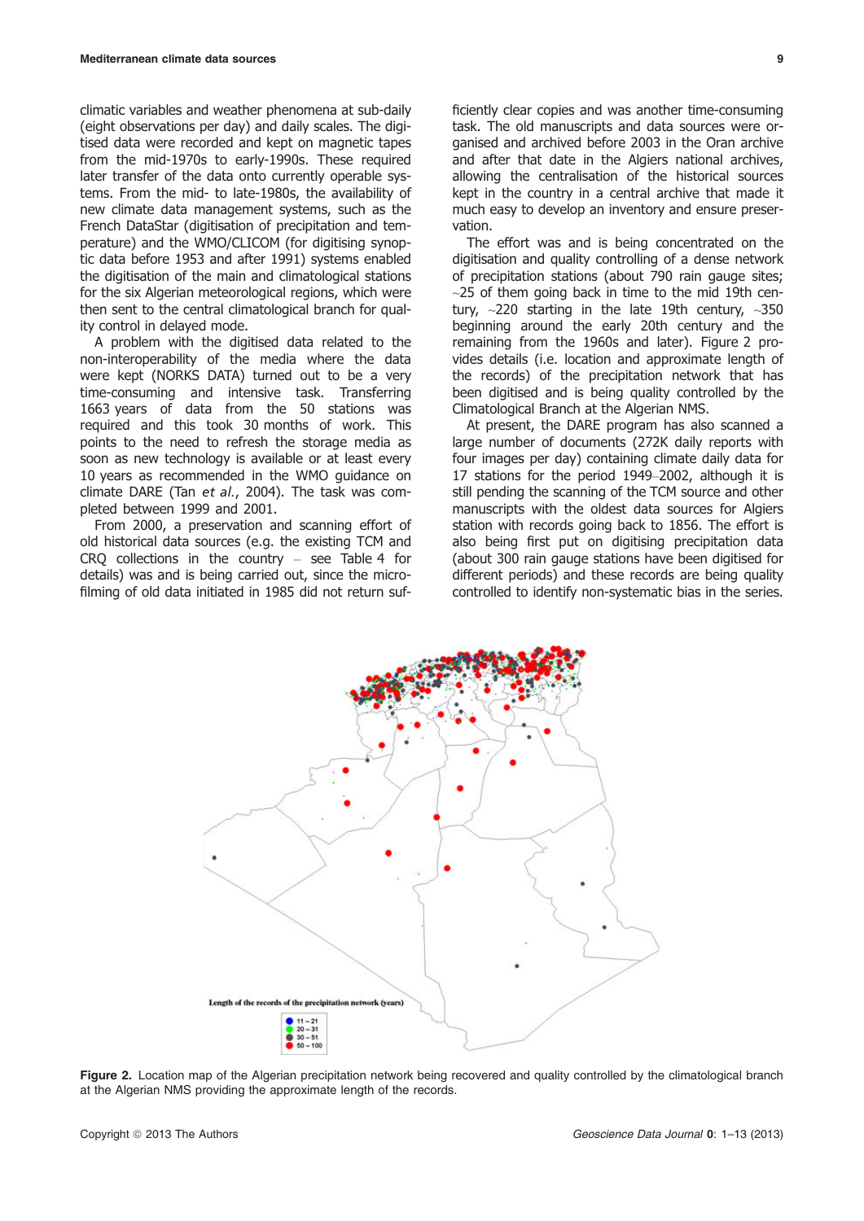climatic variables and weather phenomena at sub-daily (eight observations per day) and daily scales. The digitised data were recorded and kept on magnetic tapes from the mid-1970s to early-1990s. These required later transfer of the data onto currently operable systems. From the mid- to late-1980s, the availability of new climate data management systems, such as the French DataStar (digitisation of precipitation and temperature) and the WMO/CLICOM (for digitising synoptic data before 1953 and after 1991) systems enabled the digitisation of the main and climatological stations for the six Algerian meteorological regions, which were then sent to the central climatological branch for quality control in delayed mode.

A problem with the digitised data related to the non-interoperability of the media where the data were kept (NORKS DATA) turned out to be a very time-consuming and intensive task. Transferring 1663 years of data from the 50 stations was required and this took 30 months of work. This points to the need to refresh the storage media as soon as new technology is available or at least every 10 years as recommended in the WMO guidance on climate DARE (Tan *et al.*, 2004). The task was completed between 1999 and 2001.

From 2000, a preservation and scanning effort of old historical data sources (e.g. the existing TCM and CRQ collections in the country – see Table 4 for details) was and is being carried out, since the microfilming of old data initiated in 1985 did not return sufficiently clear copies and was another time-consuming task. The old manuscripts and data sources were organised and archived before 2003 in the Oran archive and after that date in the Algiers national archives, allowing the centralisation of the historical sources kept in the country in a central archive that made it much easy to develop an inventory and ensure preservation.

The effort was and is being concentrated on the digitisation and quality controlling of a dense network of precipitation stations (about 790 rain gauge sites; ~25 of them going back in time to the mid 19th century, ~220 starting in the late 19th century, ~350 beginning around the early 20th century and the remaining from the 1960s and later). Figure 2 provides details (i.e. location and approximate length of the records) of the precipitation network that has been digitised and is being quality controlled by the Climatological Branch at the Algerian NMS.

At present, the DARE program has also scanned a large number of documents (272K daily reports with four images per day) containing climate daily data for 17 stations for the period 1949–2002, although it is still pending the scanning of the TCM source and other manuscripts with the oldest data sources for Algiers station with records going back to 1856. The effort is also being first put on digitising precipitation data (about 300 rain gauge stations have been digitised for different periods) and these records are being quality controlled to identify non-systematic bias in the series.

**Figure 2.** Location map of the Algerian precipitation network being recovered and quality controlled by the climatological branch at the Algerian NMS providing the approximate length of the records.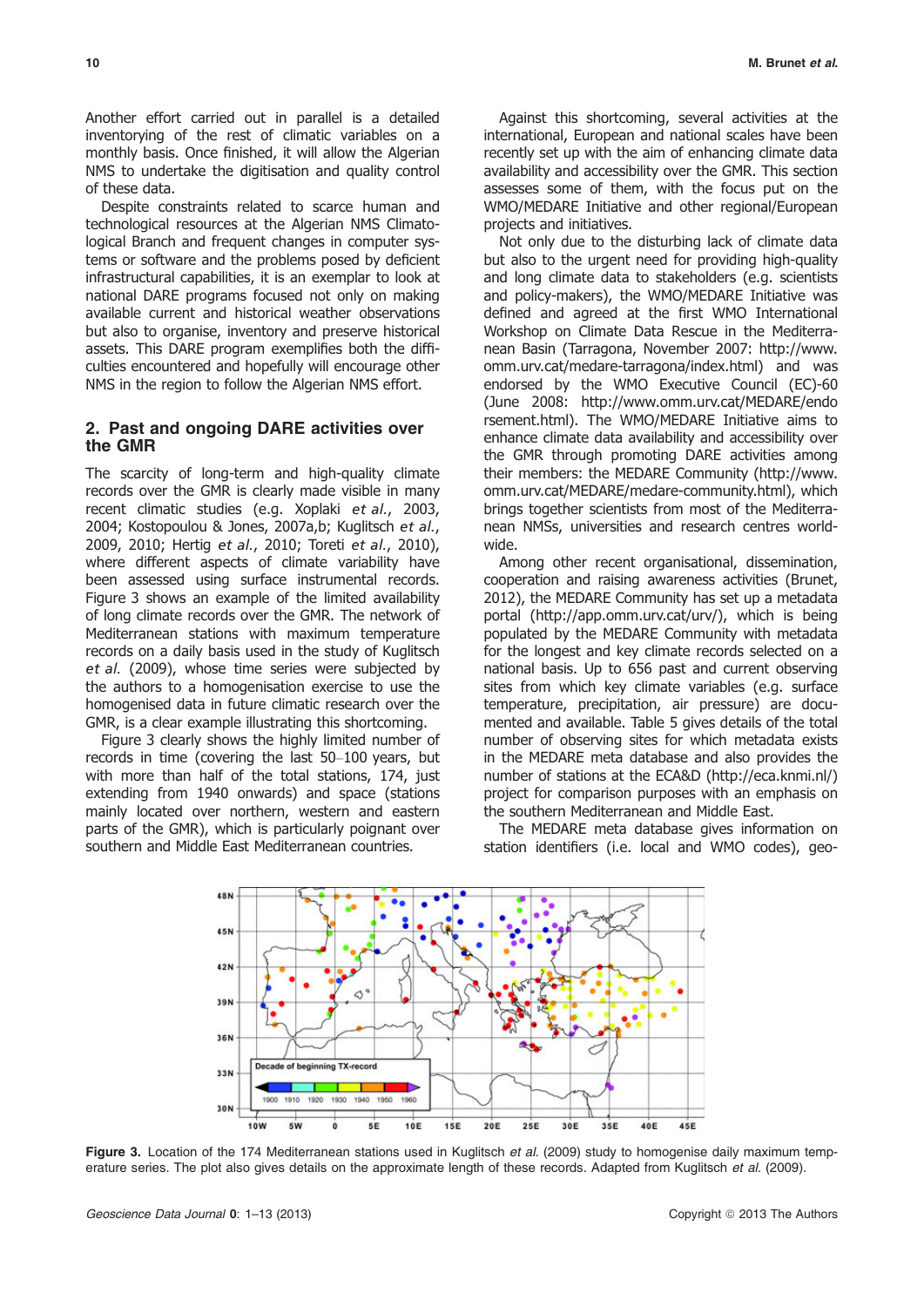Another effort carried out in parallel is a detailed inventorying of the rest of climatic variables on a monthly basis. Once finished, it will allow the Algerian NMS to undertake the digitisation and quality control of these data.

Despite constraints related to scarce human and technological resources at the Algerian NMS Climatological Branch and frequent changes in computer systems or software and the problems posed by deficient infrastructural capabilities, it is an exemplar to look at national DARE programs focused not only on making available current and historical weather observations but also to organise, inventory and preserve historical assets. This DARE program exemplifies both the difficulties encountered and hopefully will encourage other NMS in the region to follow the Algerian NMS effort.

## 2. Past and ongoing DARE activities over the GMR

The scarcity of long-term and high-quality climate records over the GMR is clearly made visible in many recent climatic studies (e.g. Xoplaki *et al.*, 2003, 2004; Kostopoulou & Jones, 2007a,b; Kuglitsch *et al.*, 2009, 2010; Hertig *et al.*, 2010; Toreti *et al.*, 2010), where different aspects of climate variability have been assessed using surface instrumental records. Figure 3 shows an example of the limited availability of long climate records over the GMR. The network of Mediterranean stations with maximum temperature records on a daily basis used in the study of Kuglitsch *et al.* (2009), whose time series were subjected by the authors to a homogenisation exercise to use the homogenised data in future climatic research over the GMR, is a clear example illustrating this shortcoming.

Figure 3 clearly shows the highly limited number of records in time (covering the last 50–100 years, but with more than half of the total stations, 174, just extending from 1940 onwards) and space (stations mainly located over northern, western and eastern parts of the GMR), which is particularly poignant over southern and Middle East Mediterranean countries.

Against this shortcoming, several activities at the international, European and national scales have been recently set up with the aim of enhancing climate data availability and accessibility over the GMR. This section assesses some of them, with the focus put on the WMO/MEDARE Initiative and other regional/European projects and initiatives.

Not only due to the disturbing lack of climate data but also to the urgent need for providing high-quality and long climate data to stakeholders (e.g. scientists and policy-makers), the WMO/MEDARE Initiative was defined and agreed at the first WMO International Workshop on Climate Data Rescue in the Mediterranean Basin (Tarragona, November 2007: http://www.omm.urv.cat/medare-tarragona/index.html) and was endorsed by the WMO Executive Council (EC)-60 (June 2008: http://www.omm.urv.cat/MEDARE/endorsement.html). The WMO/MEDARE Initiative aims to enhance climate data availability and accessibility over the GMR through promoting DARE activities among their members: the MEDARE Community (http://www.omm.urv.cat/MEDARE/medare-community.html), which brings together scientists from most of the Mediterranean NMSs, universities and research centres worldwide.

Among other recent organisational, dissemination, cooperation and raising awareness activities (Brunet, 2012), the MEDARE Community has set up a metadata portal (http://app.omm.urv.cat/urv/), which is being populated by the MEDARE Community with metadata for the longest and key climate records selected on a national basis. Up to 656 past and current observing sites from which key climate variables (e.g. surface temperature, precipitation, air pressure) are documented and available. Table 5 gives details of the total number of observing sites for which metadata exists in the MEDARE meta database and also provides the number of stations at the ECA&D (http://eca.knmi.nl/) project for comparison purposes with an emphasis on the southern Mediterranean and Middle East.

The MEDARE meta database gives information on station identifiers (i.e. local and WMO codes), geo-

**Figure 3.** Location of the 174 Mediterranean stations used in Kuglitsch *et al.* (2009) study to homogenise daily maximum temperature series. The plot also gives details on the approximate length of these records. Adapted from Kuglitsch *et al.* (2009).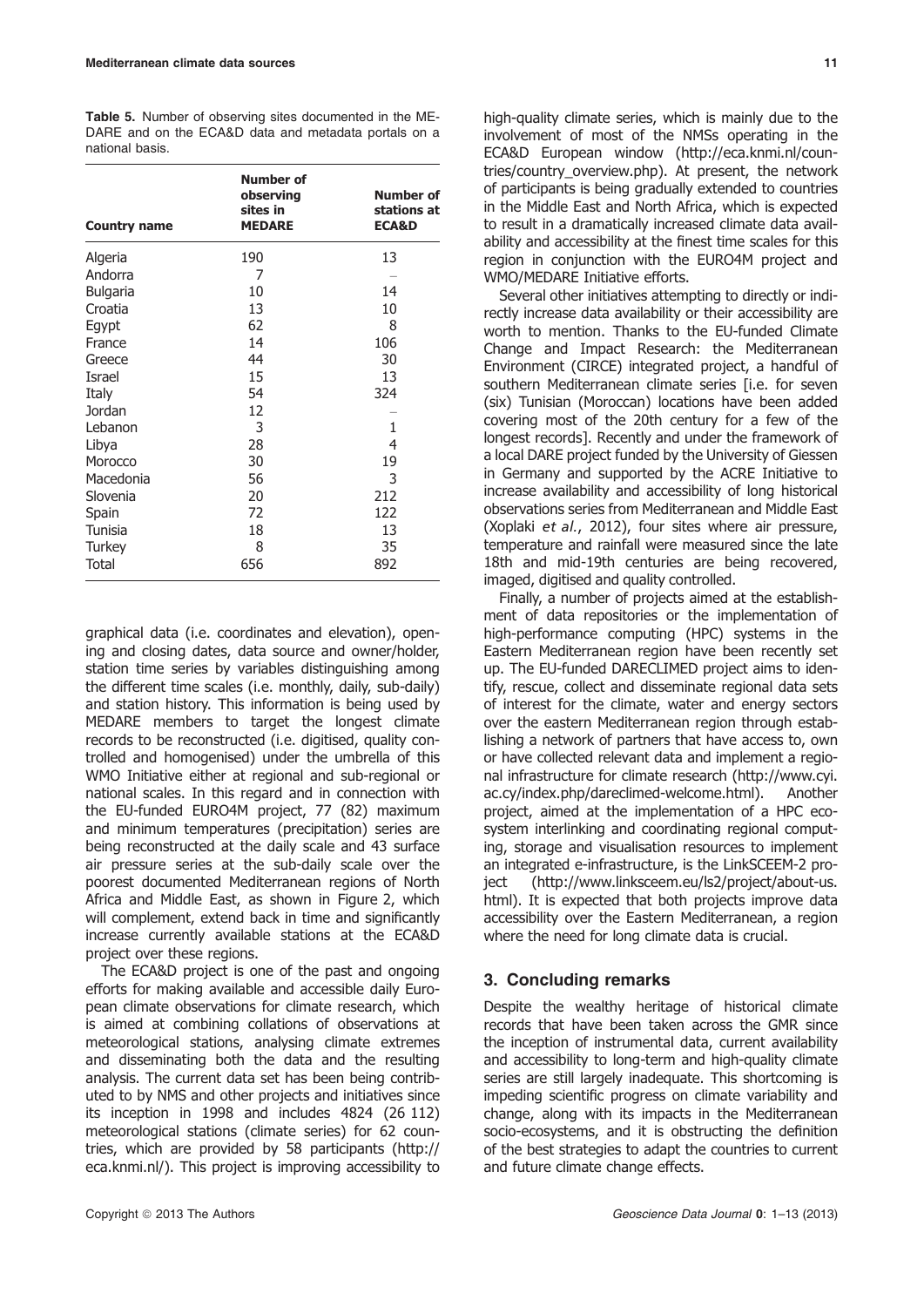**Table 5.** Number of observing sites documented in the MEDARE and on the ECA&D data and metadata portals on a national basis.

| Country name | Number of observing sites in MEDARE | Number of stations at ECA&D |
|---|---|---|
| Algeria | 190 | 13 |
| Andorra | 7 | – |
| Bulgaria | 10 | 14 |
| Croatia | 13 | 10 |
| Egypt | 62 | 8 |
| France | 14 | 106 |
| Greece | 44 | 30 |
| Israel | 15 | 13 |
| Italy | 54 | 324 |
| Jordan | 12 | – |
| Lebanon | 3 | 1 |
| Libya | 28 | 4 |
| Morocco | 30 | 19 |
| Macedonia | 56 | 3 |
| Slovenia | 20 | 212 |
| Spain | 72 | 122 |
| Tunisia | 18 | 13 |
| Turkey | 8 | 35 |
| Total | 656 | 892 |

graphical data (i.e. coordinates and elevation), opening and closing dates, data source and owner/holder, station time series by variables distinguishing among the different time scales (i.e. monthly, daily, sub-daily) and station history. This information is being used by MEDARE members to target the longest climate records to be reconstructed (i.e. digitised, quality controlled and homogenised) under the umbrella of this WMO Initiative either at regional and sub-regional or national scales. In this regard and in connection with the EU-funded EURO4M project, 77 (82) maximum and minimum temperatures (precipitation) series are being reconstructed at the daily scale and 43 surface air pressure series at the sub-daily scale over the poorest documented Mediterranean regions of North Africa and Middle East, as shown in Figure 2, which will complement, extend back in time and significantly increase currently available stations at the ECA&D project over these regions.

The ECA&D project is one of the past and ongoing efforts for making available and accessible daily European climate observations for climate research, which is aimed at combining collations of observations at meteorological stations, analysing climate extremes and disseminating both the data and the resulting analysis. The current data set has been being contributed to by NMS and other projects and initiatives since its inception in 1998 and includes 4824 (26 112) meteorological stations (climate series) for 62 countries, which are provided by 58 participants (http://eca.knmi.nl/). This project is improving accessibility to high-quality climate series, which is mainly due to the involvement of most of the NMSs operating in the ECA&D European window (http://eca.knmi.nl/countries/country_overview.php). At present, the network of participants is being gradually extended to countries in the Middle East and North Africa, which is expected to result in a dramatically increased climate data availability and accessibility at the finest time scales for this region in conjunction with the EURO4M project and WMO/MEDARE Initiative efforts.

Several other initiatives attempting to directly or indirectly increase data availability or their accessibility are worth to mention. Thanks to the EU-funded Climate Change and Impact Research: the Mediterranean Environment (CIRCE) integrated project, a handful of southern Mediterranean climate series [i.e. for seven (six) Tunisian (Moroccan) locations have been added covering most of the 20th century for a few of the longest records]. Recently and under the framework of a local DARE project funded by the University of Giessen in Germany and supported by the ACRE Initiative to increase availability and accessibility of long historical observations series from Mediterranean and Middle East (Xoplaki *et al.*, 2012), four sites where air pressure, temperature and rainfall were measured since the late 18th and mid-19th centuries are being recovered, imaged, digitised and quality controlled.

Finally, a number of projects aimed at the establishment of data repositories or the implementation of high-performance computing (HPC) systems in the Eastern Mediterranean region have been recently set up. The EU-funded DARECLIMED project aims to identify, rescue, collect and disseminate regional data sets of interest for the climate, water and energy sectors over the eastern Mediterranean region through establishing a network of partners that have access to, own or have collected relevant data and implement a regional infrastructure for climate research (http://www.cyi.ac.cy/index.php/dareclimed-welcome.html). Another project, aimed at the implementation of a HPC ecosystem interlinking and coordinating regional computing, storage and visualisation resources to implement an integrated e-infrastructure, is the LinkSCEEM-2 project (http://www.linksceem.eu/ls2/project/about-us.html). It is expected that both projects improve data accessibility over the Eastern Mediterranean, a region where the need for long climate data is crucial.

## 3. Concluding remarks

Despite the wealthy heritage of historical climate records that have been taken across the GMR since the inception of instrumental data, current availability and accessibility to long-term and high-quality climate series are still largely inadequate. This shortcoming is impeding scientific progress on climate variability and change, along with its impacts in the Mediterranean socio-ecosystems, and it is obstructing the definition of the best strategies to adapt the countries to current and future climate change effects.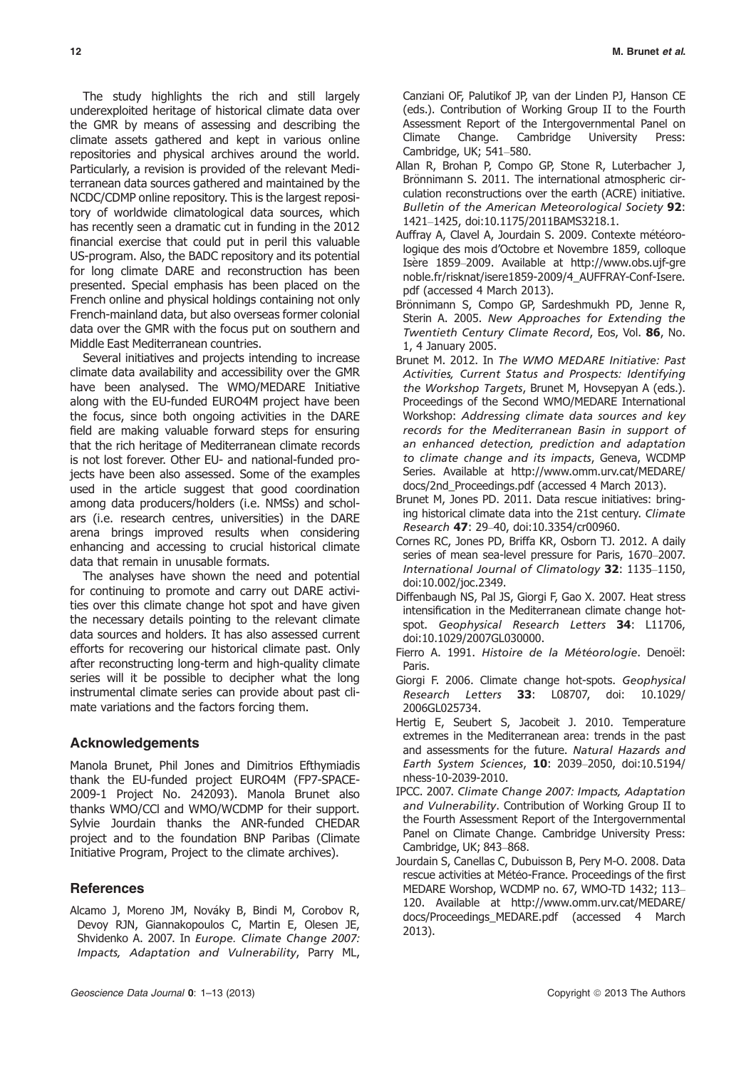The study highlights the rich and still largely underexploited heritage of historical climate data over the GMR by means of assessing and describing the climate assets gathered and kept in various online repositories and physical archives around the world. Particularly, a revision is provided of the relevant Mediterranean data sources gathered and maintained by the NCDC/CDMP online repository. This is the largest repository of worldwide climatological data sources, which has recently seen a dramatic cut in funding in the 2012 financial exercise that could put in peril this valuable US-program. Also, the BADC repository and its potential for long climate DARE and reconstruction has been presented. Special emphasis has been placed on the French online and physical holdings containing not only French-mainland data, but also overseas former colonial data over the GMR with the focus put on southern and Middle East Mediterranean countries.

Several initiatives and projects intending to increase climate data availability and accessibility over the GMR have been analysed. The WMO/MEDARE Initiative along with the EU-funded EURO4M project have been the focus, since both ongoing activities in the DARE field are making valuable forward steps for ensuring that the rich heritage of Mediterranean climate records is not lost forever. Other EU- and national-funded projects have been also assessed. Some of the examples used in the article suggest that good coordination among data producers/holders (i.e. NMSs) and scholars (i.e. research centres, universities) in the DARE arena brings improved results when considering enhancing and accessing to crucial historical climate data that remain in unusable formats.

The analyses have shown the need and potential for continuing to promote and carry out DARE activities over this climate change hot spot and have given the necessary details pointing to the relevant climate data sources and holders. It has also assessed current efforts for recovering our historical climate past. Only after reconstructing long-term and high-quality climate series will it be possible to decipher what the long instrumental climate series can provide about past climate variations and the factors forcing them.

## Acknowledgements

Manola Brunet, Phil Jones and Dimitrios Efthymiadis thank the EU-funded project EURO4M (FP7-SPACE-2009-1 Project No. 242093). Manola Brunet also thanks WMO/CCl and WMO/WCDMP for their support. Sylvie Jourdain thanks the ANR-funded CHEDAR project and to the foundation BNP Paribas (Climate Initiative Program, Project to the climate archives).

## References

Alcamo J, Moreno JM, Nováky B, Bindi M, Corobov R, Devoy RJN, Giannakopoulos C, Martin E, Olesen JE, Shvidenko A. 2007. In *Europe. Climate Change 2007: Impacts, Adaptation and Vulnerability*, Parry ML, Canziani OF, Palutikof JP, van der Linden PJ, Hanson CE (eds.). Contribution of Working Group II to the Fourth Assessment Report of the Intergovernmental Panel on Climate Change. Cambridge University Press: Cambridge, UK; 541–580.

Allan R, Brohan P, Compo GP, Stone R, Luterbacher J, Brönnimann S. 2011. The international atmospheric circulation reconstructions over the earth (ACRE) initiative. *Bulletin of the American Meteorological Society* **92**: 1421–1425, doi:10.1175/2011BAMS3218.1.

Auffray A, Clavel A, Jourdain S. 2009. Contexte météorologique des mois d'Octobre et Novembre 1859, colloque Isère 1859–2009. Available at http://www.obs.ujf-grenoble.fr/risknat/isere1859-2009/4_AUFFRAY-Conf-Isere.pdf (accessed 4 March 2013).

Brönnimann S, Compo GP, Sardeshmukh PD, Jenne R, Sterin A. 2005. *New Approaches for Extending the Twentieth Century Climate Record*, Eos, Vol. **86**, No. 1, 4 January 2005.

Brunet M. 2012. In *The WMO MEDARE Initiative: Past Activities, Current Status and Prospects: Identifying the Workshop Targets*, Brunet M, Hovsepyan A (eds.). Proceedings of the Second WMO/MEDARE International Workshop: *Addressing climate data sources and key records for the Mediterranean Basin in support of an enhanced detection, prediction and adaptation to climate change and its impacts*, Geneva, WCDMP Series. Available at http://www.omm.urv.cat/MEDARE/docs/2nd_Proceedings.pdf (accessed 4 March 2013).

Brunet M, Jones PD. 2011. Data rescue initiatives: bringing historical climate data into the 21st century. *Climate Research* **47**: 29–40, doi:10.3354/cr00960.

Cornes RC, Jones PD, Briffa KR, Osborn TJ. 2012. A daily series of mean sea-level pressure for Paris, 1670–2007. *International Journal of Climatology* **32**: 1135–1150, doi:10.002/joc.2349.

Diffenbaugh NS, Pal JS, Giorgi F, Gao X. 2007. Heat stress intensification in the Mediterranean climate change hotspot. *Geophysical Research Letters* **34**: L11706, doi:10.1029/2007GL030000.

Fierro A. 1991. *Histoire de la Météorologie*. Denoël: Paris.

Giorgi F. 2006. Climate change hot-spots. *Geophysical Research Letters* **33**: L08707, doi: 10.1029/2006GL025734.

Hertig E, Seubert S, Jacobeit J. 2010. Temperature extremes in the Mediterranean area: trends in the past and assessments for the future. *Natural Hazards and Earth System Sciences*, **10**: 2039–2050, doi:10.5194/nhess-10-2039-2010.

IPCC. 2007. *Climate Change 2007: Impacts, Adaptation and Vulnerability*. Contribution of Working Group II to the Fourth Assessment Report of the Intergovernmental Panel on Climate Change. Cambridge University Press: Cambridge, UK; 843–868.

Jourdain S, Canellas C, Dubuisson B, Pery M-O. 2008. Data rescue activities at Météo-France. Proceedings of the first MEDARE Worshop, WCDMP no. 67, WMO-TD 1432; 113–120. Available at http://www.omm.urv.cat/MEDARE/docs/Proceedings_MEDARE.pdf (accessed 4 March 2013).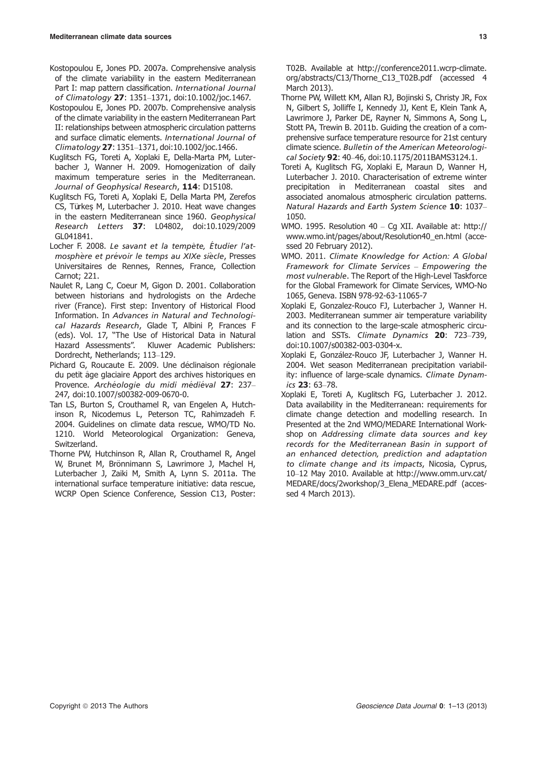Kostopoulou E, Jones PD. 2007a. Comprehensive analysis of the climate variability in the eastern Mediterranean Part I: map pattern classification. *International Journal of Climatology* **27**: 1351–1371, doi:10.1002/joc.1467.

Kostopoulou E, Jones PD. 2007b. Comprehensive analysis of the climate variability in the eastern Mediterranean Part II: relationships between atmospheric circulation patterns and surface climatic elements. *International Journal of Climatology* **27**: 1351–1371, doi:10.1002/joc.1466.

Kuglitsch FG, Toreti A, Xoplaki E, Della-Marta PM, Luterbacher J, Wanner H. 2009. Homogenization of daily maximum temperature series in the Mediterranean. *Journal of Geophysical Research*, **114**: D15108.

Kuglitsch FG, Toreti A, Xoplaki E, Della Marta PM, Zerefos CS, Türkeş M, Luterbacher J. 2010. Heat wave changes in the eastern Mediterranean since 1960. *Geophysical Research Letters* **37**: L04802, doi:10.1029/2009 GL041841.

Locher F. 2008. *Le savant et la tempête, Étudier l'atmosphère et prévoir le temps au XIXe siècle*, Presses Universitaires de Rennes, Rennes, France, Collection Carnot; 221.

Naulet R, Lang C, Coeur M, Gigon D. 2001. Collaboration between historians and hydrologists on the Ardeche river (France). First step: Inventory of Historical Flood Information. In *Advances in Natural and Technological Hazards Research*, Glade T, Albini P, Frances F (eds). Vol. 17, "The Use of Historical Data in Natural Hazard Assessments". Kluwer Academic Publishers: Dordrecht, Netherlands; 113–129.

Pichard G, Roucaute E. 2009. Une déclinaison régionale du petit âge glaciaire Apport des archives historiques en Provence. *Archéologie du midi médiéval* **27**: 237–247, doi:10.1007/s00382-009-0670-0.

Tan LS, Burton S, Crouthamel R, van Engelen A, Hutchinson R, Nicodemus L, Peterson TC, Rahimzadeh F. 2004. Guidelines on climate data rescue, WMO/TD No. 1210. World Meteorological Organization: Geneva, Switzerland.

Thorne PW, Hutchinson R, Allan R, Crouthamel R, Angel W, Brunet M, Brönnimann S, Lawrimore J, Machel H, Luterbacher J, Zaiki M, Smith A, Lynn S. 2011a. The international surface temperature initiative: data rescue, WCRP Open Science Conference, Session C13, Poster: T02B. Available at http://conference2011.wcrp-climate.org/abstracts/C13/Thorne_C13_T02B.pdf (accessed 4 March 2013).

Thorne PW, Willett KM, Allan RJ, Bojinski S, Christy JR, Fox N, Gilbert S, Jolliffe I, Kennedy JJ, Kent E, Klein Tank A, Lawrimore J, Parker DE, Rayner N, Simmons A, Song L, Stott PA, Trewin B. 2011b. Guiding the creation of a comprehensive surface temperature resource for 21st century climate science. *Bulletin of the American Meteorological Society* **92**: 40–46, doi:10.1175/2011BAMS3124.1.

Toreti A, Kuglitsch FG, Xoplaki E, Maraun D, Wanner H, Luterbacher J. 2010. Characterisation of extreme winter precipitation in Mediterranean coastal sites and associated anomalous atmospheric circulation patterns. *Natural Hazards and Earth System Science* **10**: 1037–1050.

WMO. 1995. Resolution 40 – Cg XII. Available at: http://www.wmo.int/pages/about/Resolution40_en.html (accessed 20 February 2012).

WMO. 2011. *Climate Knowledge for Action: A Global Framework for Climate Services – Empowering the most vulnerable*. The Report of the High-Level Taskforce for the Global Framework for Climate Services, WMO-No 1065, Geneva. ISBN 978-92-63-11065-7

Xoplaki E, Gonzalez-Rouco FJ, Luterbacher J, Wanner H. 2003. Mediterranean summer air temperature variability and its connection to the large-scale atmospheric circulation and SSTs. *Climate Dynamics* **20**: 723–739, doi:10.1007/s00382-003-0304-x.

Xoplaki E, González-Rouco JF, Luterbacher J, Wanner H. 2004. Wet season Mediterranean precipitation variability: influence of large-scale dynamics. *Climate Dynamics* **23**: 63–78.

Xoplaki E, Toreti A, Kuglitsch FG, Luterbacher J. 2012. Data availability in the Mediterranean: requirements for climate change detection and modelling research. In Presented at the 2nd WMO/MEDARE International Workshop on *Addressing climate data sources and key records for the Mediterranean Basin in support of an enhanced detection, prediction and adaptation to climate change and its impacts*, Nicosia, Cyprus, 10–12 May 2010. Available at http://www.omm.urv.cat/MEDARE/docs/2workshop/3_Elena_MEDARE.pdf (accessed 4 March 2013).